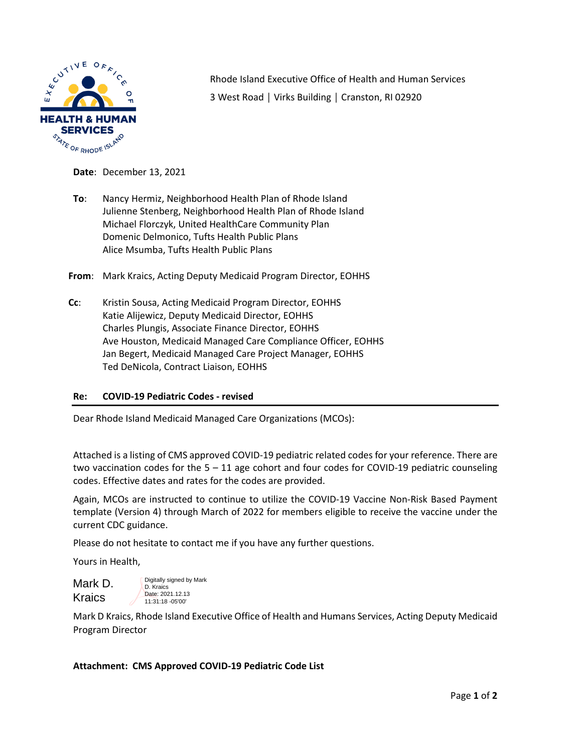Rhode Island Executive Office of Health and Human Services
3 West Road │ Virks Building │ Cranston, RI 02920

**Date**: December 13, 2021

**To**: Nancy Hermiz, Neighborhood Health Plan of Rhode Island
Julienne Stenberg, Neighborhood Health Plan of Rhode Island
Michael Florczyk, United HealthCare Community Plan
Domenic Delmonico, Tufts Health Public Plans
Alice Msumba, Tufts Health Public Plans

**From**: Mark Kraics, Acting Deputy Medicaid Program Director, EOHHS

**Cc**: Kristin Sousa, Acting Medicaid Program Director, EOHHS
Katie Alijewicz, Deputy Medicaid Director, EOHHS
Charles Plungis, Associate Finance Director, EOHHS
Ave Houston, Medicaid Managed Care Compliance Officer, EOHHS
Jan Begert, Medicaid Managed Care Project Manager, EOHHS
Ted DeNicola, Contract Liaison, EOHHS

**Re: COVID-19 Pediatric Codes - revised**

Dear Rhode Island Medicaid Managed Care Organizations (MCOs):

Attached is a listing of CMS approved COVID-19 pediatric related codes for your reference. There are two vaccination codes for the 5 – 11 age cohort and four codes for COVID-19 pediatric counseling codes. Effective dates and rates for the codes are provided.

Again, MCOs are instructed to continue to utilize the COVID-19 Vaccine Non-Risk Based Payment template (Version 4) through March of 2022 for members eligible to receive the vaccine under the current CDC guidance.

Please do not hesitate to contact me if you have any further questions.

Yours in Health,

Mark D. Kraics
Digitally signed by Mark D. Kraics
Date: 2021.12.13 11:31:18 -05'00'

Mark D Kraics, Rhode Island Executive Office of Health and Humans Services, Acting Deputy Medicaid Program Director

**Attachment: CMS Approved COVID-19 Pediatric Code List**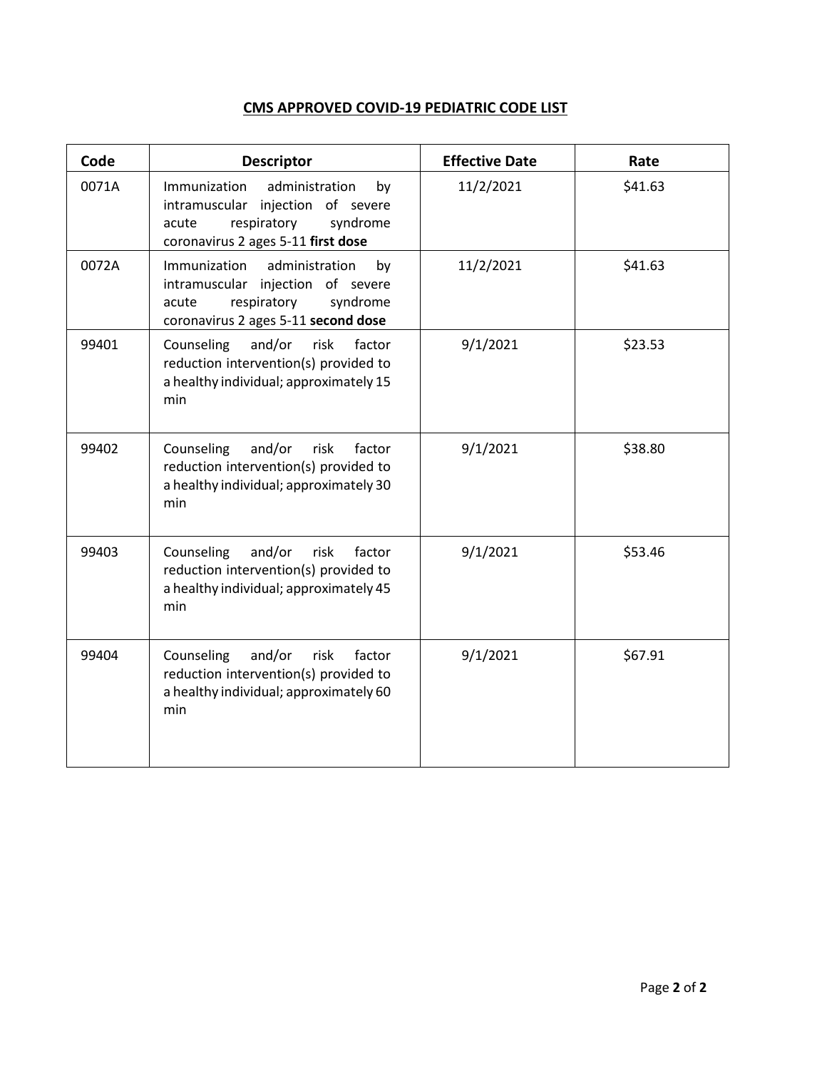## CMS APPROVED COVID-19 PEDIATRIC CODE LIST

| Code | Descriptor | Effective Date | Rate |
|---|---|---|---|
| 0071A | Immunization administration by intramuscular injection of severe acute respiratory syndrome coronavirus 2 ages 5-11 **first dose** | 11/2/2021 | $41.63 |
| 0072A | Immunization administration by intramuscular injection of severe acute respiratory syndrome coronavirus 2 ages 5-11 **second dose** | 11/2/2021 | $41.63 |
| 99401 | Counseling and/or risk factor reduction intervention(s) provided to a healthy individual; approximately 15 min | 9/1/2021 | $23.53 |
| 99402 | Counseling and/or risk factor reduction intervention(s) provided to a healthy individual; approximately 30 min | 9/1/2021 | $38.80 |
| 99403 | Counseling and/or risk factor reduction intervention(s) provided to a healthy individual; approximately 45 min | 9/1/2021 | $53.46 |
| 99404 | Counseling and/or risk factor reduction intervention(s) provided to a healthy individual; approximately 60 min | 9/1/2021 | $67.91 |